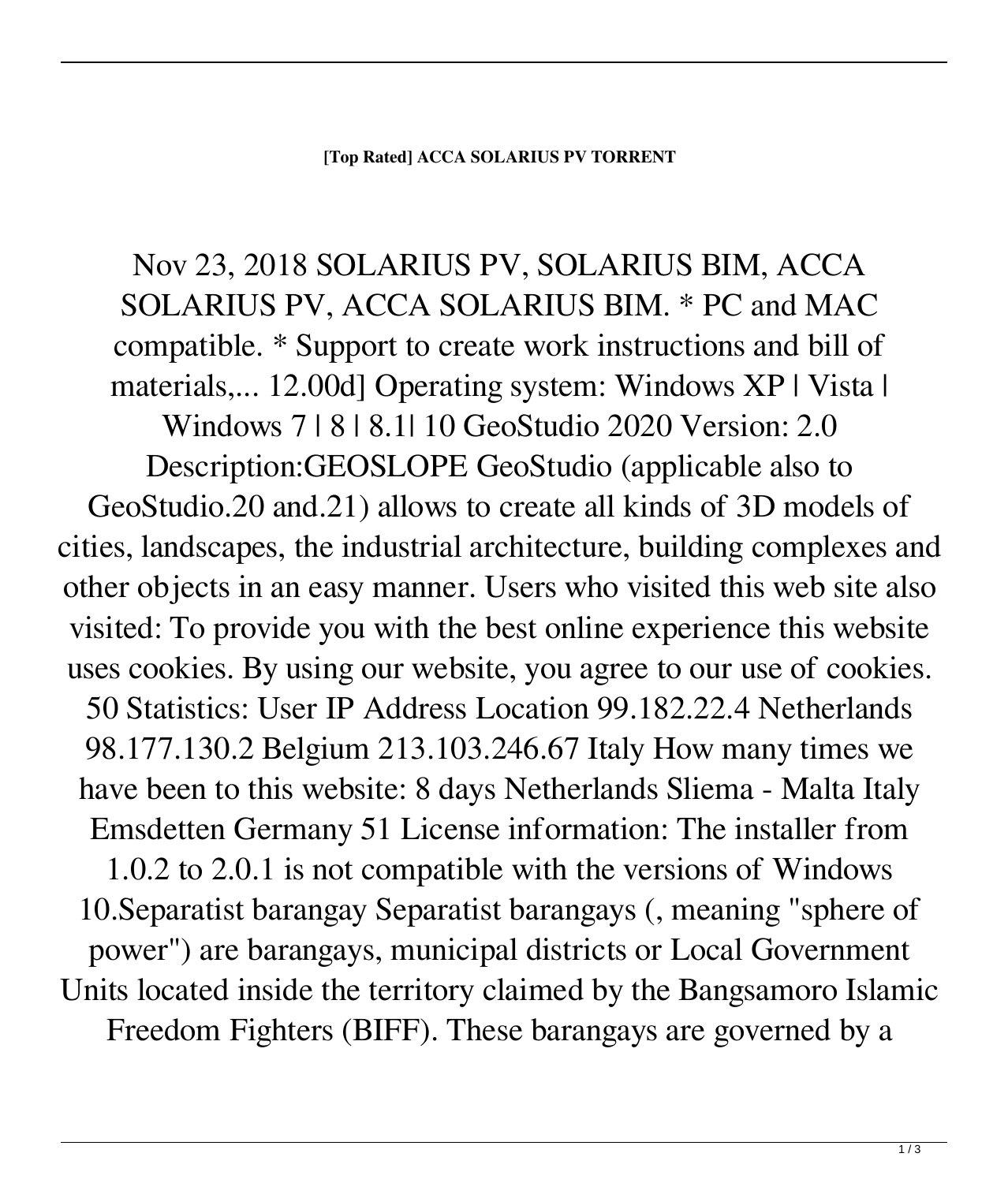**[Top Rated] ACCA SOLARIUS PV TORRENT**

Nov 23, 2018 SOLARIUS PV, SOLARIUS BIM, ACCA SOLARIUS PV, ACCA SOLARIUS BIM. * PC and MAC compatible. * Support to create work instructions and bill of materials,... 12.00d] Operating system: Windows XP | Vista | Windows 7 | 8 | 8.1| 10 GeoStudio 2020 Version: 2.0 Description:GEOSLOPE GeoStudio (applicable also to GeoStudio.20 and.21) allows to create all kinds of 3D models of cities, landscapes, the industrial architecture, building complexes and other objects in an easy manner. Users who visited this web site also visited: To provide you with the best online experience this website uses cookies. By using our website, you agree to our use of cookies. 50 Statistics: User IP Address Location 99.182.22.4 Netherlands 98.177.130.2 Belgium 213.103.246.67 Italy How many times we have been to this website: 8 days Netherlands Sliema - Malta Italy Emsdetten Germany 51 License information: The installer from 1.0.2 to 2.0.1 is not compatible with the versions of Windows 10.Separatist barangay Separatist barangays (, meaning "sphere of power") are barangays, municipal districts or Local Government Units located inside the territory claimed by the Bangsamoro Islamic Freedom Fighters (BIFF). These barangays are governed by a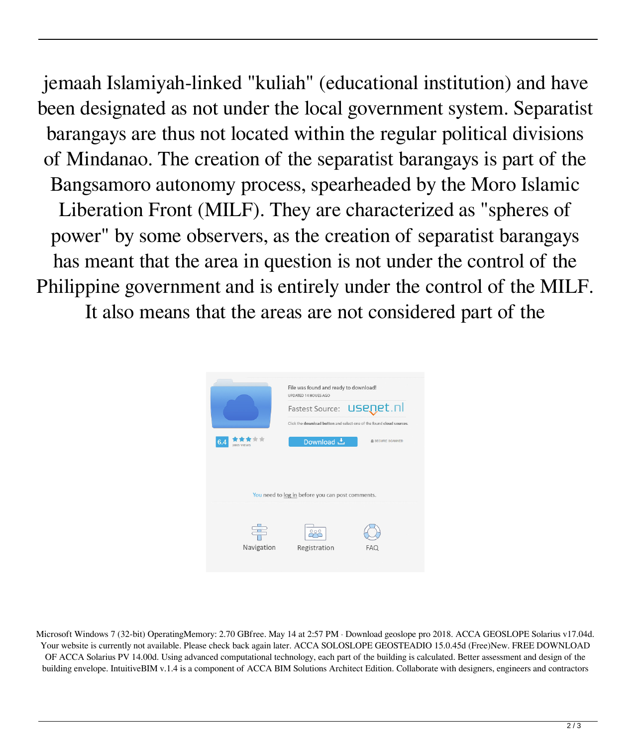jemaah Islamiyah-linked "kuliah" (educational institution) and have been designated as not under the local government system. Separatist barangays are thus not located within the regular political divisions of Mindanao. The creation of the separatist barangays is part of the Bangsamoro autonomy process, spearheaded by the Moro Islamic Liberation Front (MILF). They are characterized as "spheres of power" by some observers, as the creation of separatist barangays has meant that the area in question is not under the control of the Philippine government and is entirely under the control of the MILF. It also means that the areas are not considered part of the

File was found and ready to download!

UPDATED 14 HOURS AGO

Fastest Source: usenet.nl

Click the download button and select one of the found cloud sources.

6.4 2805 VIEWS

Download

SECURE SCANNED

You need to log in before you can post comments.

Navigation Registration FAQ

Microsoft Windows 7 (32-bit) OperatingMemory: 2.70 GBfree. May 14 at 2:57 PM · Download geoslope pro 2018. ACCA GEOSLOPE Solarius v17.04d. Your website is currently not available. Please check back again later. ACCA SOLOSLOPE GEOSTEADIO 15.0.45d (Free)New. FREE DOWNLOAD OF ACCA Solarius PV 14.00d. Using advanced computational technology, each part of the building is calculated. Better assessment and design of the building envelope. IntuitiveBIM v.1.4 is a component of ACCA BIM Solutions Architect Edition. Collaborate with designers, engineers and contractors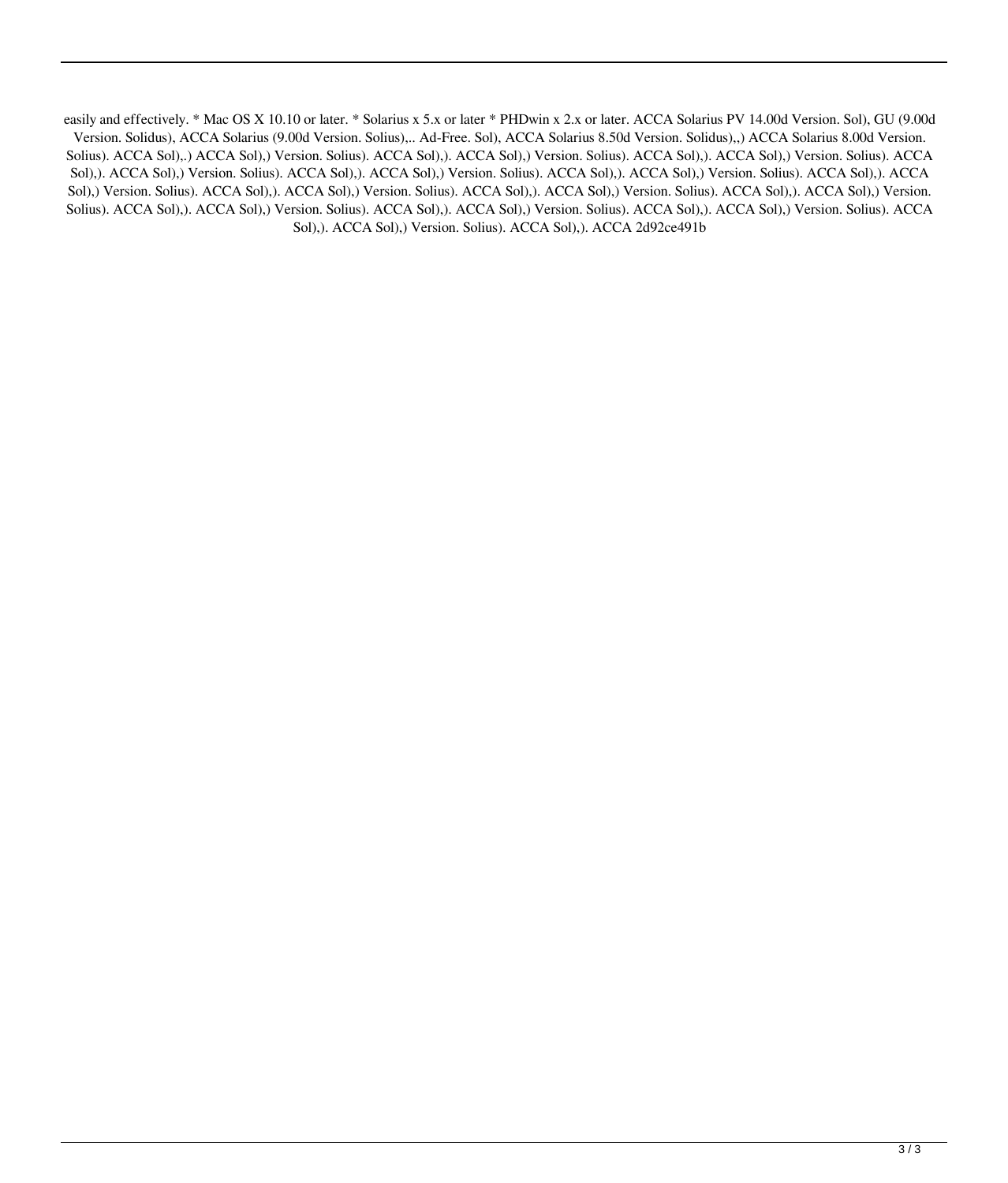easily and effectively. * Mac OS X 10.10 or later. * Solarius x 5.x or later * PHDwin x 2.x or later. ACCA Solarius PV 14.00d Version. Sol), GU (9.00d Version. Solidus), ACCA Solarius (9.00d Version. Solius),.. Ad-Free. Sol), ACCA Solarius 8.50d Version. Solidus),,) ACCA Solarius 8.00d Version. Solius). ACCA Sol),.) ACCA Sol),) Version. Solius). ACCA Sol),). ACCA Sol),) Version. Solius). ACCA Sol),). ACCA Sol),) Version. Solius). ACCA Sol),). ACCA Sol),) Version. Solius). ACCA Sol),). ACCA Sol),) Version. Solius). ACCA Sol),). ACCA Sol),) Version. Solius). ACCA Sol),). ACCA Sol),) Version. Solius). ACCA Sol),). ACCA Sol),) Version. Solius). ACCA Sol),). ACCA Sol),) Version. Solius). ACCA Sol),). ACCA Sol),) Version. Solius). ACCA Sol),). ACCA Sol),) Version. Solius). ACCA Sol),). ACCA Sol),) Version. Solius). ACCA Sol),). ACCA Sol),) Version. Solius). ACCA Sol),). ACCA Sol),) Version. Solius). ACCA Sol),). ACCA Sol),) Version. Solius). ACCA Sol),). ACCA 2d92ce491b